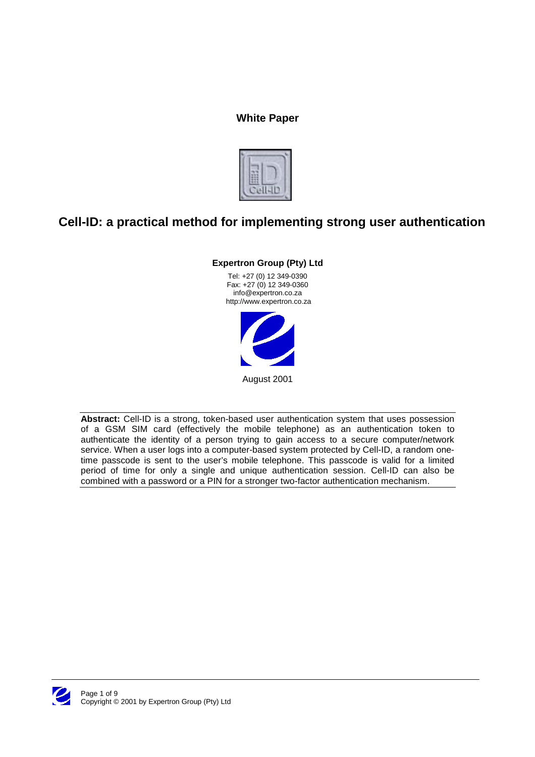**White Paper**

# Cell-ID: a practical method for implementing strong user authentication

**Expertron Group (Pty) Ltd**

Tel: +27 (0) 12 349-0390
Fax: +27 (0) 12 349-0360
info@expertron.co.za
http://www.expertron.co.za

August 2001

---

**Abstract:** Cell-ID is a strong, token-based user authentication system that uses possession of a GSM SIM card (effectively the mobile telephone) as an authentication token to authenticate the identity of a person trying to gain access to a secure computer/network service. When a user logs into a computer-based system protected by Cell-ID, a random one-time passcode is sent to the user's mobile telephone. This passcode is valid for a limited period of time for only a single and unique authentication session. Cell-ID can also be combined with a password or a PIN for a stronger two-factor authentication mechanism.

---

Copyright © 2001 by Expertron Group (Pty) Ltd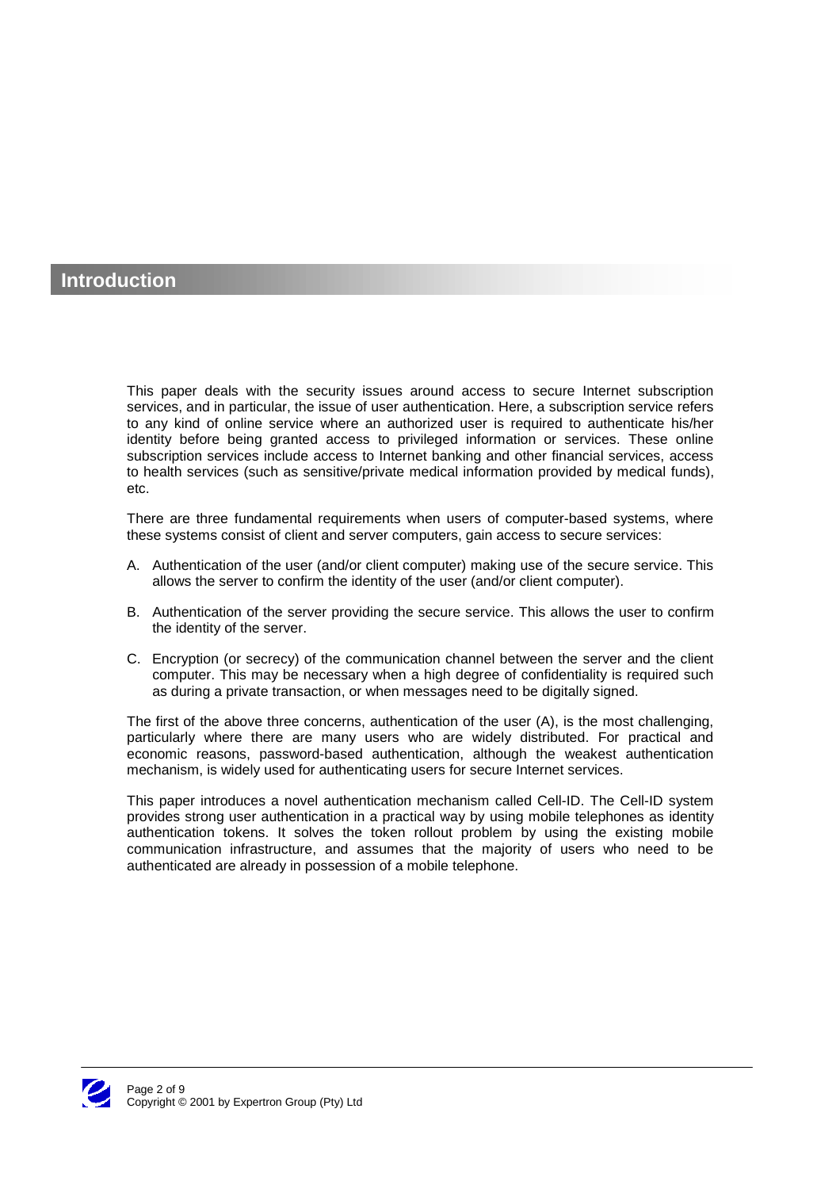# Introduction

This paper deals with the security issues around access to secure Internet subscription services, and in particular, the issue of user authentication. Here, a subscription service refers to any kind of online service where an authorized user is required to authenticate his/her identity before being granted access to privileged information or services. These online subscription services include access to Internet banking and other financial services, access to health services (such as sensitive/private medical information provided by medical funds), etc.

There are three fundamental requirements when users of computer-based systems, where these systems consist of client and server computers, gain access to secure services:

A. Authentication of the user (and/or client computer) making use of the secure service. This allows the server to confirm the identity of the user (and/or client computer).

B. Authentication of the server providing the secure service. This allows the user to confirm the identity of the server.

C. Encryption (or secrecy) of the communication channel between the server and the client computer. This may be necessary when a high degree of confidentiality is required such as during a private transaction, or when messages need to be digitally signed.

The first of the above three concerns, authentication of the user (A), is the most challenging, particularly where there are many users who are widely distributed. For practical and economic reasons, password-based authentication, although the weakest authentication mechanism, is widely used for authenticating users for secure Internet services.

This paper introduces a novel authentication mechanism called Cell-ID. The Cell-ID system provides strong user authentication in a practical way by using mobile telephones as identity authentication tokens. It solves the token rollout problem by using the existing mobile communication infrastructure, and assumes that the majority of users who need to be authenticated are already in possession of a mobile telephone.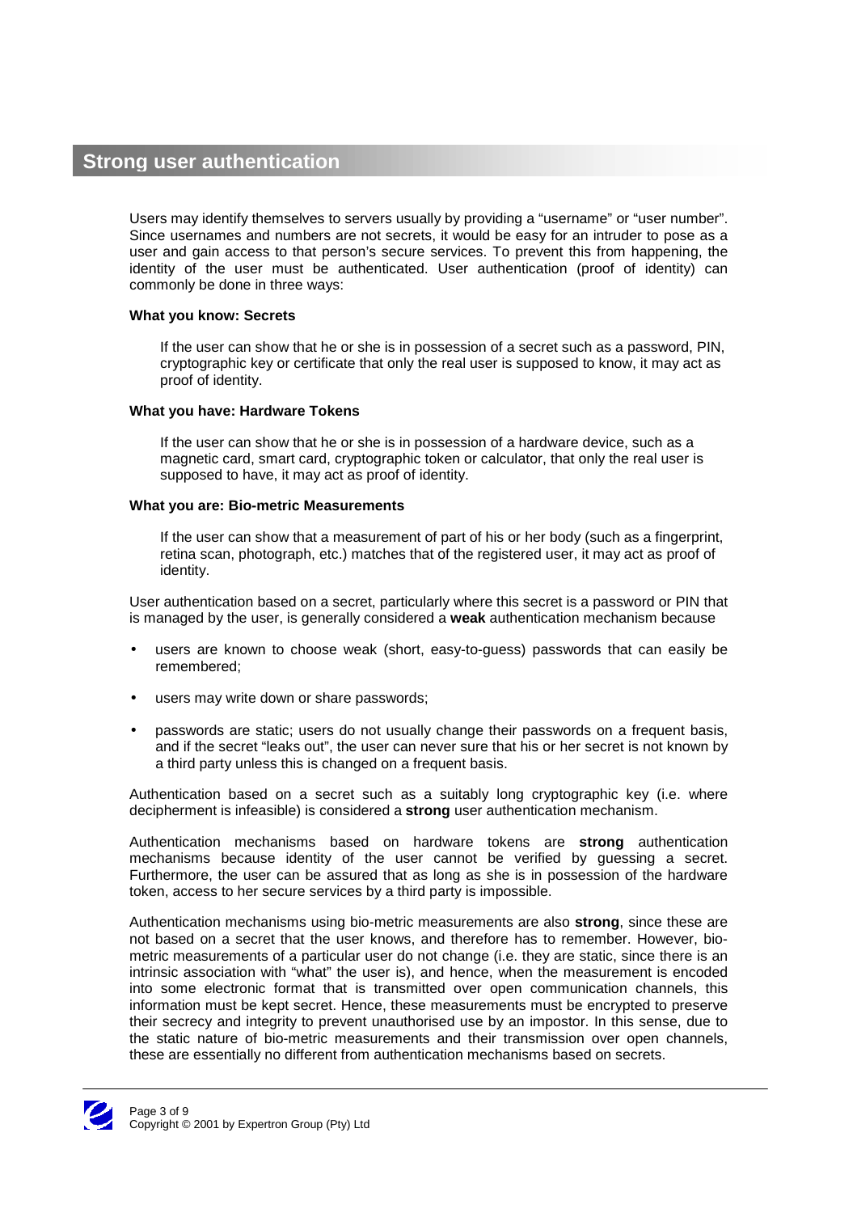## Strong user authentication

Users may identify themselves to servers usually by providing a "username" or "user number". Since usernames and numbers are not secrets, it would be easy for an intruder to pose as a user and gain access to that person's secure services. To prevent this from happening, the identity of the user must be authenticated. User authentication (proof of identity) can commonly be done in three ways:

**What you know: Secrets**

> If the user can show that he or she is in possession of a secret such as a password, PIN, cryptographic key or certificate that only the real user is supposed to know, it may act as proof of identity.

**What you have: Hardware Tokens**

> If the user can show that he or she is in possession of a hardware device, such as a magnetic card, smart card, cryptographic token or calculator, that only the real user is supposed to have, it may act as proof of identity.

**What you are: Bio-metric Measurements**

> If the user can show that a measurement of part of his or her body (such as a fingerprint, retina scan, photograph, etc.) matches that of the registered user, it may act as proof of identity.

User authentication based on a secret, particularly where this secret is a password or PIN that is managed by the user, is generally considered a **weak** authentication mechanism because

- users are known to choose weak (short, easy-to-guess) passwords that can easily be remembered;
- users may write down or share passwords;
- passwords are static; users do not usually change their passwords on a frequent basis, and if the secret "leaks out", the user can never sure that his or her secret is not known by a third party unless this is changed on a frequent basis.

Authentication based on a secret such as a suitably long cryptographic key (i.e. where decipherment is infeasible) is considered a **strong** user authentication mechanism.

Authentication mechanisms based on hardware tokens are **strong** authentication mechanisms because identity of the user cannot be verified by guessing a secret. Furthermore, the user can be assured that as long as she is in possession of the hardware token, access to her secure services by a third party is impossible.

Authentication mechanisms using bio-metric measurements are also **strong**, since these are not based on a secret that the user knows, and therefore has to remember. However, bio-metric measurements of a particular user do not change (i.e. they are static, since there is an intrinsic association with "what" the user is), and hence, when the measurement is encoded into some electronic format that is transmitted over open communication channels, this information must be kept secret. Hence, these measurements must be encrypted to preserve their secrecy and integrity to prevent unauthorised use by an impostor. In this sense, due to the static nature of bio-metric measurements and their transmission over open channels, these are essentially no different from authentication mechanisms based on secrets.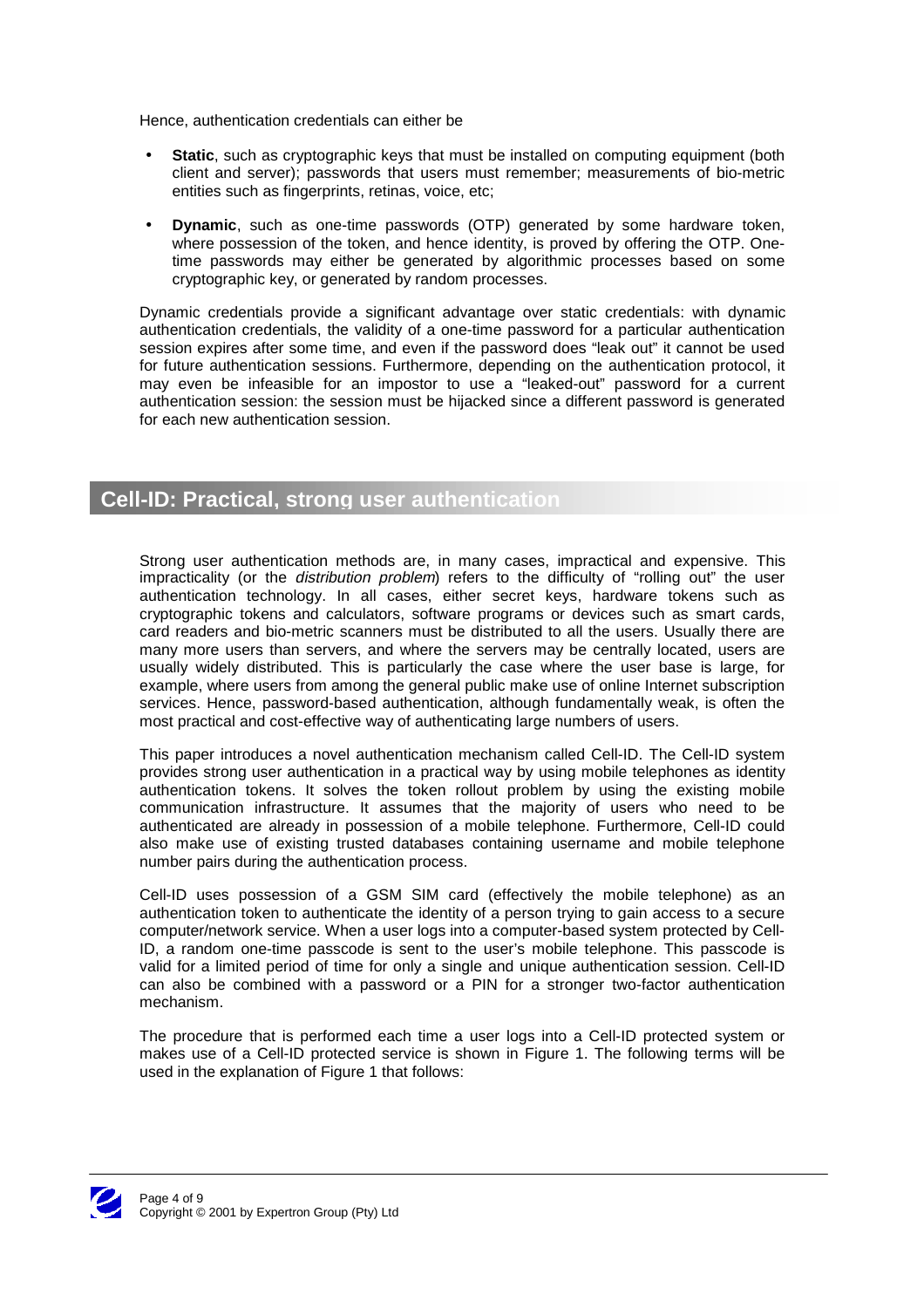Hence, authentication credentials can either be

- **Static**, such as cryptographic keys that must be installed on computing equipment (both client and server); passwords that users must remember; measurements of bio-metric entities such as fingerprints, retinas, voice, etc;
- **Dynamic**, such as one-time passwords (OTP) generated by some hardware token, where possession of the token, and hence identity, is proved by offering the OTP. One-time passwords may either be generated by algorithmic processes based on some cryptographic key, or generated by random processes.

Dynamic credentials provide a significant advantage over static credentials: with dynamic authentication credentials, the validity of a one-time password for a particular authentication session expires after some time, and even if the password does "leak out" it cannot be used for future authentication sessions. Furthermore, depending on the authentication protocol, it may even be infeasible for an impostor to use a "leaked-out" password for a current authentication session: the session must be hijacked since a different password is generated for each new authentication session.

## Cell-ID: Practical, strong user authentication

Strong user authentication methods are, in many cases, impractical and expensive. This impracticality (or the *distribution problem*) refers to the difficulty of "rolling out" the user authentication technology. In all cases, either secret keys, hardware tokens such as cryptographic tokens and calculators, software programs or devices such as smart cards, card readers and bio-metric scanners must be distributed to all the users. Usually there are many more users than servers, and where the servers may be centrally located, users are usually widely distributed. This is particularly the case where the user base is large, for example, where users from among the general public make use of online Internet subscription services. Hence, password-based authentication, although fundamentally weak, is often the most practical and cost-effective way of authenticating large numbers of users.

This paper introduces a novel authentication mechanism called Cell-ID. The Cell-ID system provides strong user authentication in a practical way by using mobile telephones as identity authentication tokens. It solves the token rollout problem by using the existing mobile communication infrastructure. It assumes that the majority of users who need to be authenticated are already in possession of a mobile telephone. Furthermore, Cell-ID could also make use of existing trusted databases containing username and mobile telephone number pairs during the authentication process.

Cell-ID uses possession of a GSM SIM card (effectively the mobile telephone) as an authentication token to authenticate the identity of a person trying to gain access to a secure computer/network service. When a user logs into a computer-based system protected by Cell-ID, a random one-time passcode is sent to the user's mobile telephone. This passcode is valid for a limited period of time for only a single and unique authentication session. Cell-ID can also be combined with a password or a PIN for a stronger two-factor authentication mechanism.

The procedure that is performed each time a user logs into a Cell-ID protected system or makes use of a Cell-ID protected service is shown in Figure 1. The following terms will be used in the explanation of Figure 1 that follows: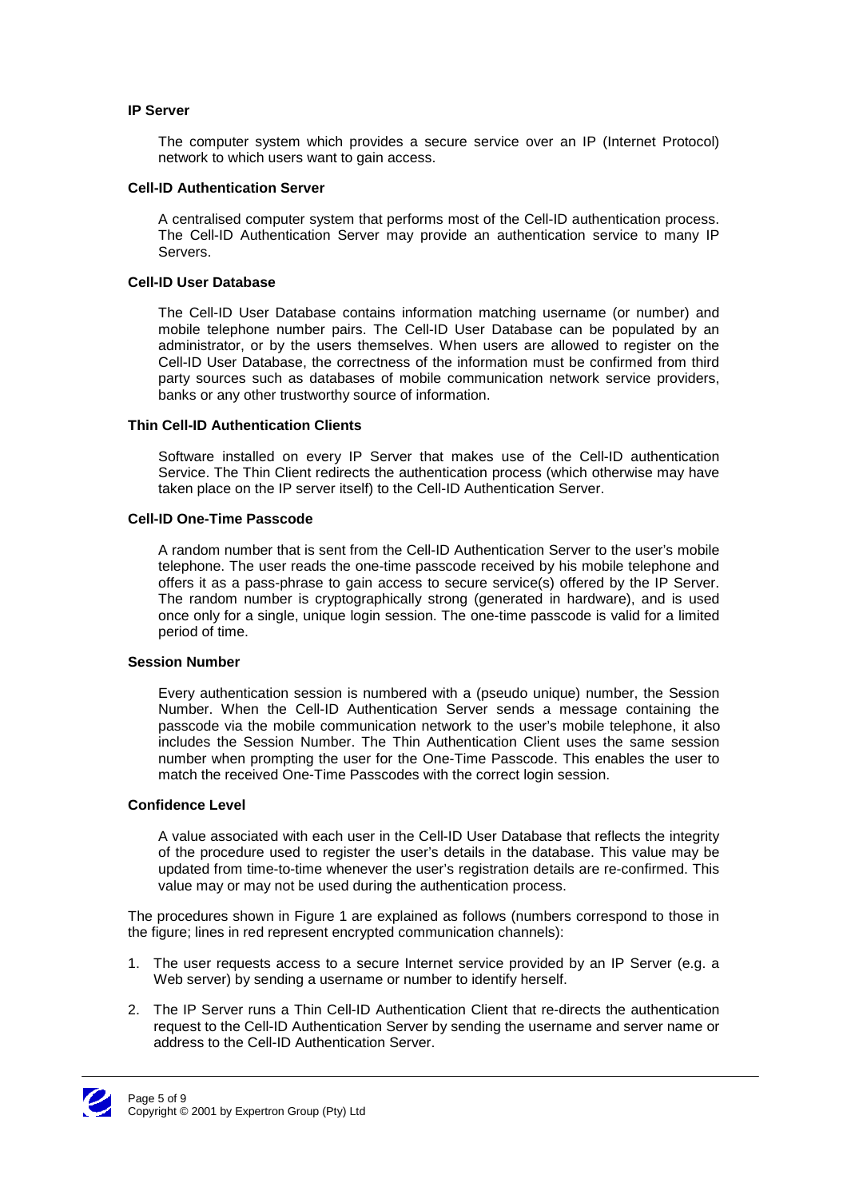**IP Server**

The computer system which provides a secure service over an IP (Internet Protocol) network to which users want to gain access.

**Cell-ID Authentication Server**

A centralised computer system that performs most of the Cell-ID authentication process. The Cell-ID Authentication Server may provide an authentication service to many IP Servers.

**Cell-ID User Database**

The Cell-ID User Database contains information matching username (or number) and mobile telephone number pairs. The Cell-ID User Database can be populated by an administrator, or by the users themselves. When users are allowed to register on the Cell-ID User Database, the correctness of the information must be confirmed from third party sources such as databases of mobile communication network service providers, banks or any other trustworthy source of information.

**Thin Cell-ID Authentication Clients**

Software installed on every IP Server that makes use of the Cell-ID authentication Service. The Thin Client redirects the authentication process (which otherwise may have taken place on the IP server itself) to the Cell-ID Authentication Server.

**Cell-ID One-Time Passcode**

A random number that is sent from the Cell-ID Authentication Server to the user's mobile telephone. The user reads the one-time passcode received by his mobile telephone and offers it as a pass-phrase to gain access to secure service(s) offered by the IP Server. The random number is cryptographically strong (generated in hardware), and is used once only for a single, unique login session. The one-time passcode is valid for a limited period of time.

**Session Number**

Every authentication session is numbered with a (pseudo unique) number, the Session Number. When the Cell-ID Authentication Server sends a message containing the passcode via the mobile communication network to the user's mobile telephone, it also includes the Session Number. The Thin Authentication Client uses the same session number when prompting the user for the One-Time Passcode. This enables the user to match the received One-Time Passcodes with the correct login session.

**Confidence Level**

A value associated with each user in the Cell-ID User Database that reflects the integrity of the procedure used to register the user's details in the database. This value may be updated from time-to-time whenever the user's registration details are re-confirmed. This value may or may not be used during the authentication process.

The procedures shown in Figure 1 are explained as follows (numbers correspond to those in the figure; lines in red represent encrypted communication channels):

1. The user requests access to a secure Internet service provided by an IP Server (e.g. a Web server) by sending a username or number to identify herself.
2. The IP Server runs a Thin Cell-ID Authentication Client that re-directs the authentication request to the Cell-ID Authentication Server by sending the username and server name or address to the Cell-ID Authentication Server.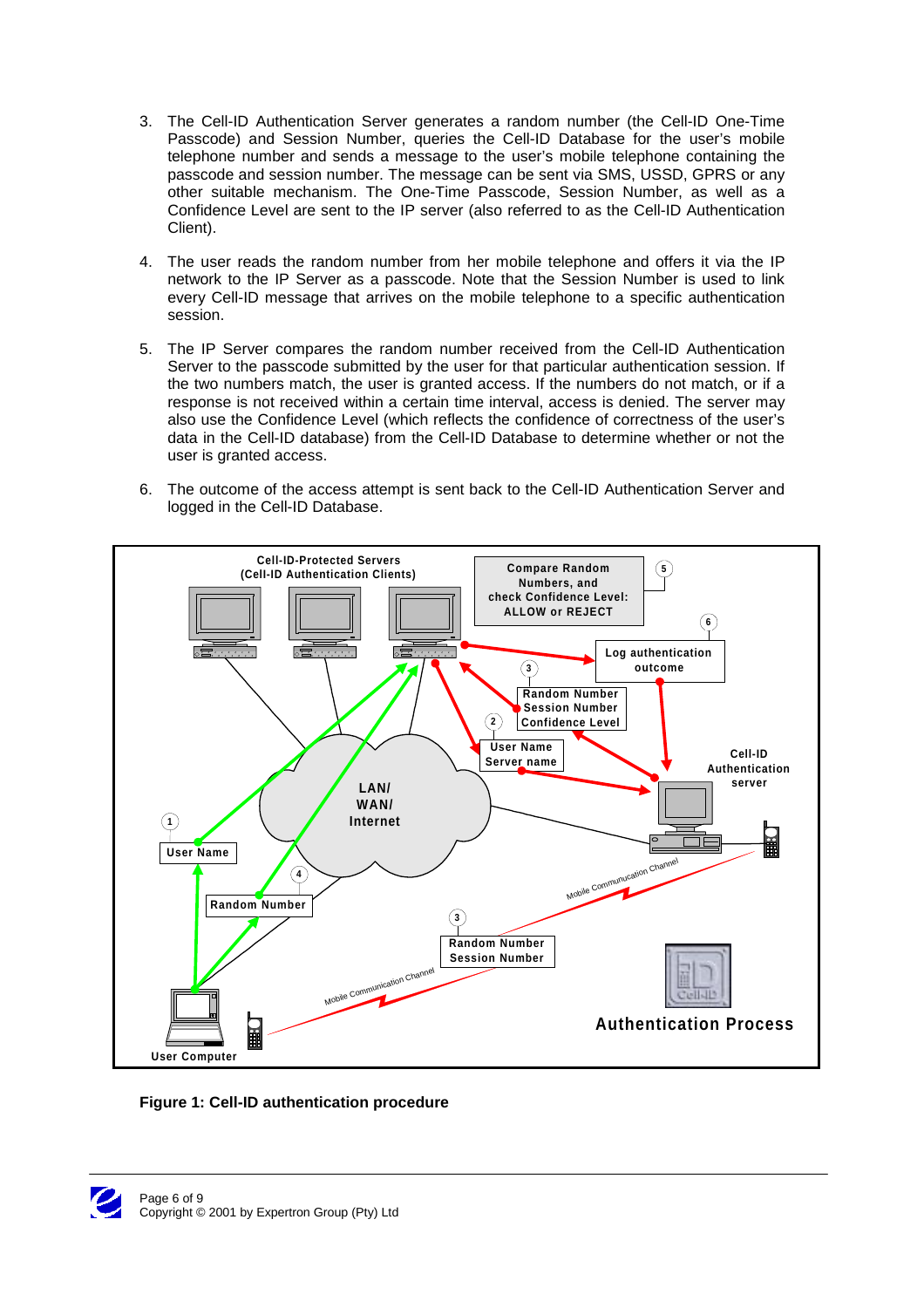3. The Cell-ID Authentication Server generates a random number (the Cell-ID One-Time Passcode) and Session Number, queries the Cell-ID Database for the user's mobile telephone number and sends a message to the user's mobile telephone containing the passcode and session number. The message can be sent via SMS, USSD, GPRS or any other suitable mechanism. The One-Time Passcode, Session Number, as well as a Confidence Level are sent to the IP server (also referred to as the Cell-ID Authentication Client).

4. The user reads the random number from her mobile telephone and offers it via the IP network to the IP Server as a passcode. Note that the Session Number is used to link every Cell-ID message that arrives on the mobile telephone to a specific authentication session.

5. The IP Server compares the random number received from the Cell-ID Authentication Server to the passcode submitted by the user for that particular authentication session. If the two numbers match, the user is granted access. If the numbers do not match, or if a response is not received within a certain time interval, access is denied. The server may also use the Confidence Level (which reflects the confidence of correctness of the user's data in the Cell-ID database) from the Cell-ID Database to determine whether or not the user is granted access.

6. The outcome of the access attempt is sent back to the Cell-ID Authentication Server and logged in the Cell-ID Database.

**Figure 1: Cell-ID authentication procedure**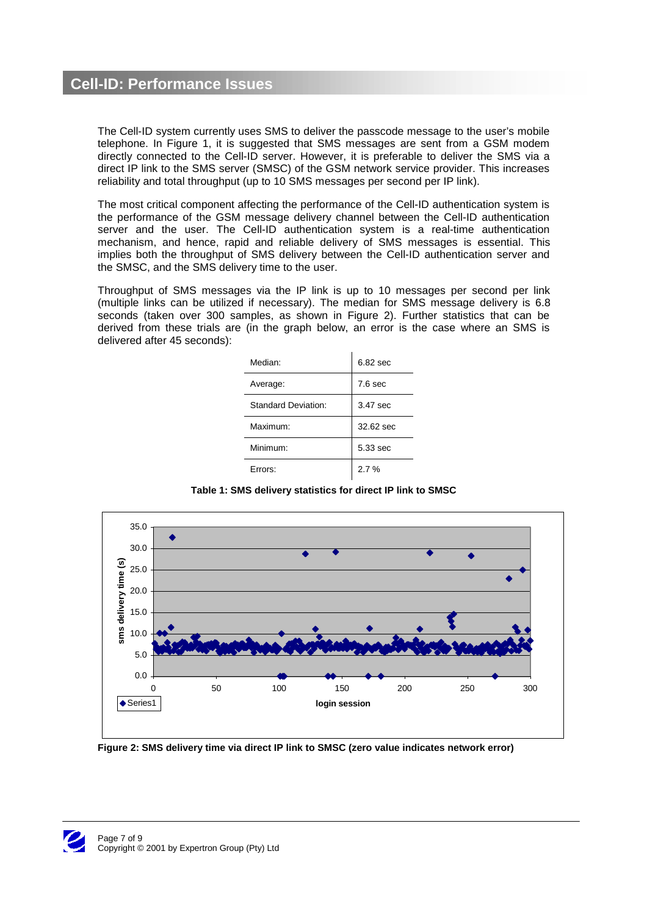## Cell-ID: Performance Issues

The Cell-ID system currently uses SMS to deliver the passcode message to the user's mobile telephone. In Figure 1, it is suggested that SMS messages are sent from a GSM modem directly connected to the Cell-ID server. However, it is preferable to deliver the SMS via a direct IP link to the SMS server (SMSC) of the GSM network service provider. This increases reliability and total throughput (up to 10 SMS messages per second per IP link).

The most critical component affecting the performance of the Cell-ID authentication system is the performance of the GSM message delivery channel between the Cell-ID authentication server and the user. The Cell-ID authentication system is a real-time authentication mechanism, and hence, rapid and reliable delivery of SMS messages is essential. This implies both the throughput of SMS delivery between the Cell-ID authentication server and the SMSC, and the SMS delivery time to the user.

Throughput of SMS messages via the IP link is up to 10 messages per second per link (multiple links can be utilized if necessary). The median for SMS message delivery is 6.8 seconds (taken over 300 samples, as shown in Figure 2). Further statistics that can be derived from these trials are (in the graph below, an error is the case where an SMS is delivered after 45 seconds):

| | |
|---|---|
| Median: | 6.82 sec |
| Average: | 7.6 sec |
| Standard Deviation: | 3.47 sec |
| Maximum: | 32.62 sec |
| Minimum: | 5.33 sec |
| Errors: | 2.7 % |

**Table 1: SMS delivery statistics for direct IP link to SMSC**

**Figure 2: SMS delivery time via direct IP link to SMSC (zero value indicates network error)**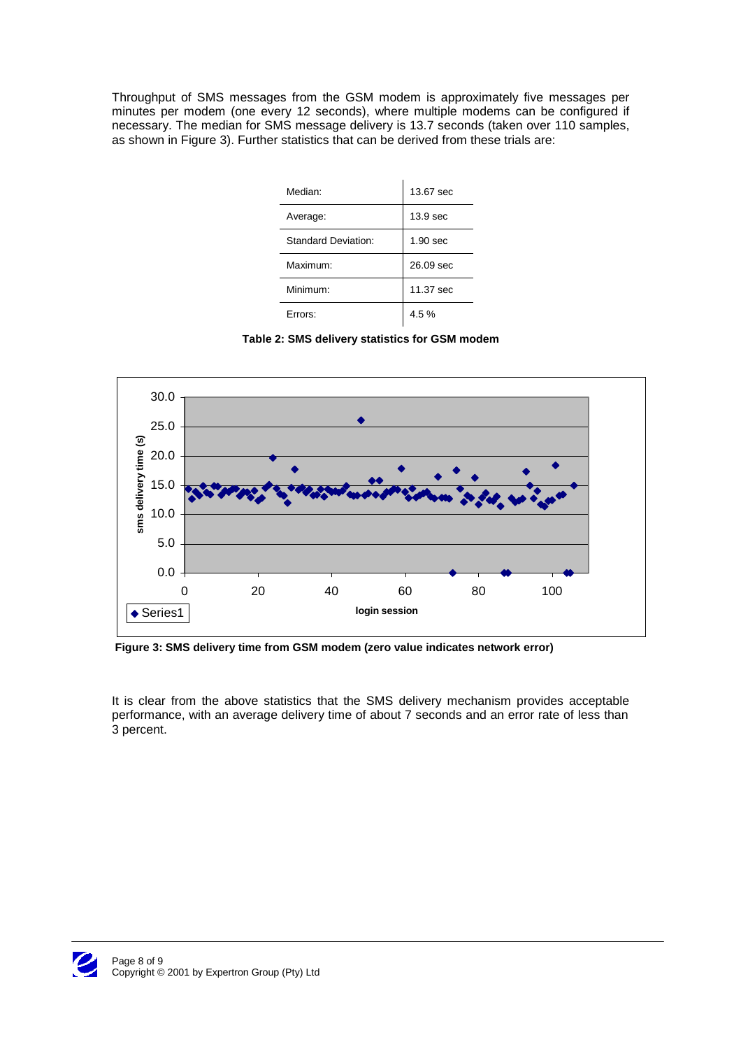Throughput of SMS messages from the GSM modem is approximately five messages per minutes per modem (one every 12 seconds), where multiple modems can be configured if necessary. The median for SMS message delivery is 13.7 seconds (taken over 110 samples, as shown in Figure 3). Further statistics that can be derived from these trials are:

| | |
|---|---|
| Median: | 13.67 sec |
| Average: | 13.9 sec |
| Standard Deviation: | 1.90 sec |
| Maximum: | 26.09 sec |
| Minimum: | 11.37 sec |
| Errors: | 4.5 % |

**Table 2: SMS delivery statistics for GSM modem**

**Figure 3: SMS delivery time from GSM modem (zero value indicates network error)**

It is clear from the above statistics that the SMS delivery mechanism provides acceptable performance, with an average delivery time of about 7 seconds and an error rate of less than 3 percent.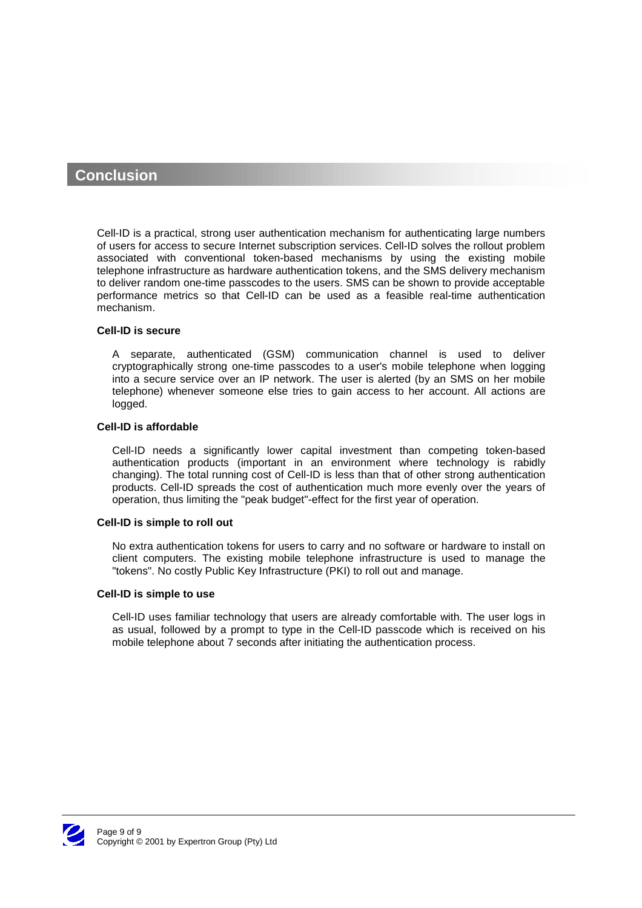# Conclusion

Cell-ID is a practical, strong user authentication mechanism for authenticating large numbers of users for access to secure Internet subscription services. Cell-ID solves the rollout problem associated with conventional token-based mechanisms by using the existing mobile telephone infrastructure as hardware authentication tokens, and the SMS delivery mechanism to deliver random one-time passcodes to the users. SMS can be shown to provide acceptable performance metrics so that Cell-ID can be used as a feasible real-time authentication mechanism.

**Cell-ID is secure**

A separate, authenticated (GSM) communication channel is used to deliver cryptographically strong one-time passcodes to a user's mobile telephone when logging into a secure service over an IP network. The user is alerted (by an SMS on her mobile telephone) whenever someone else tries to gain access to her account. All actions are logged.

**Cell-ID is affordable**

Cell-ID needs a significantly lower capital investment than competing token-based authentication products (important in an environment where technology is rabidly changing). The total running cost of Cell-ID is less than that of other strong authentication products. Cell-ID spreads the cost of authentication much more evenly over the years of operation, thus limiting the "peak budget"-effect for the first year of operation.

**Cell-ID is simple to roll out**

No extra authentication tokens for users to carry and no software or hardware to install on client computers. The existing mobile telephone infrastructure is used to manage the "tokens". No costly Public Key Infrastructure (PKI) to roll out and manage.

**Cell-ID is simple to use**

Cell-ID uses familiar technology that users are already comfortable with. The user logs in as usual, followed by a prompt to type in the Cell-ID passcode which is received on his mobile telephone about 7 seconds after initiating the authentication process.